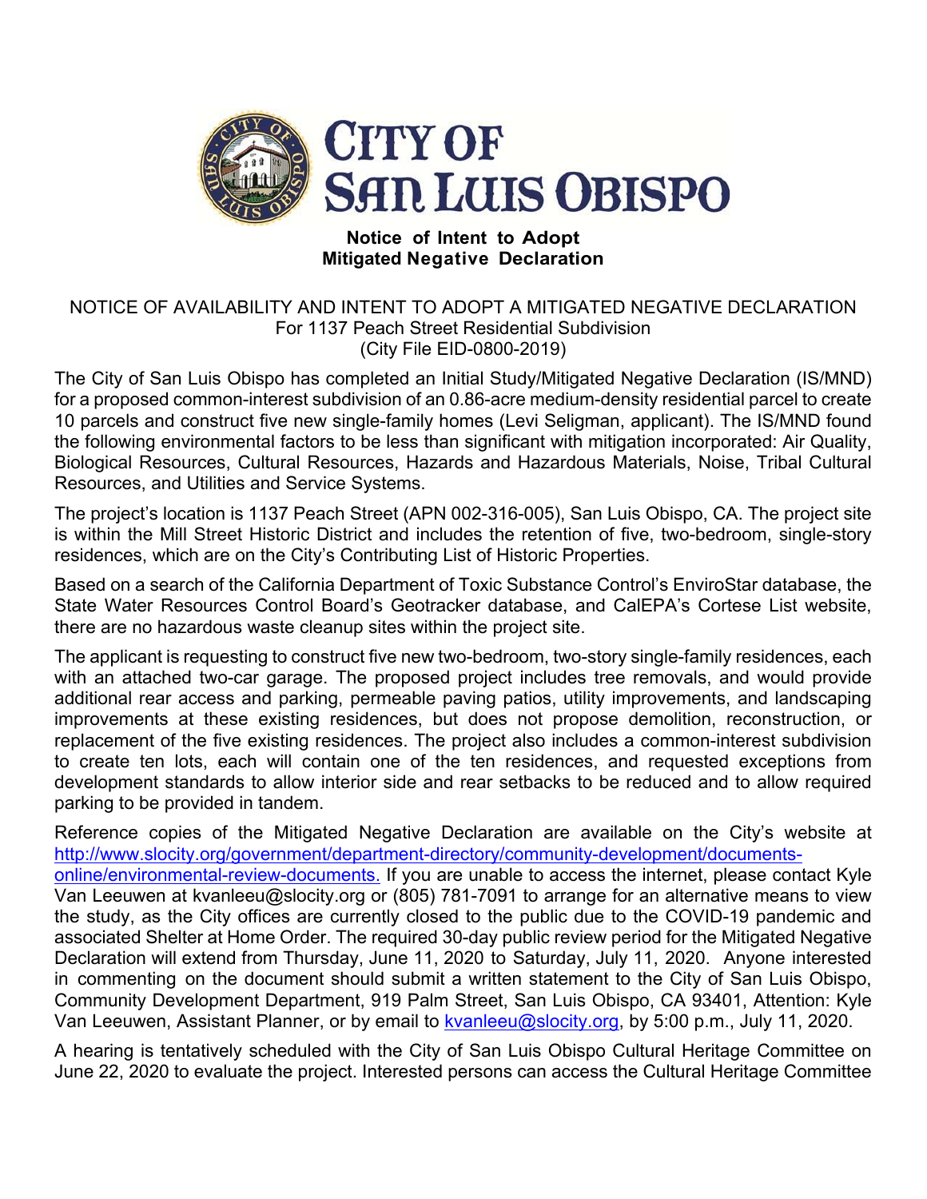# City of San Luis Obispo

**Notice of Intent to Adopt**
**Mitigated Negative Declaration**

NOTICE OF AVAILABILITY AND INTENT TO ADOPT A MITIGATED NEGATIVE DECLARATION
For 1137 Peach Street Residential Subdivision
(City File EID-0800-2019)

The City of San Luis Obispo has completed an Initial Study/Mitigated Negative Declaration (IS/MND) for a proposed common-interest subdivision of an 0.86-acre medium-density residential parcel to create 10 parcels and construct five new single-family homes (Levi Seligman, applicant). The IS/MND found the following environmental factors to be less than significant with mitigation incorporated: Air Quality, Biological Resources, Cultural Resources, Hazards and Hazardous Materials, Noise, Tribal Cultural Resources, and Utilities and Service Systems.

The project's location is 1137 Peach Street (APN 002-316-005), San Luis Obispo, CA. The project site is within the Mill Street Historic District and includes the retention of five, two-bedroom, single-story residences, which are on the City's Contributing List of Historic Properties.

Based on a search of the California Department of Toxic Substance Control's EnviroStar database, the State Water Resources Control Board's Geotracker database, and CalEPA's Cortese List website, there are no hazardous waste cleanup sites within the project site.

The applicant is requesting to construct five new two-bedroom, two-story single-family residences, each with an attached two-car garage. The proposed project includes tree removals, and would provide additional rear access and parking, permeable paving patios, utility improvements, and landscaping improvements at these existing residences, but does not propose demolition, reconstruction, or replacement of the five existing residences. The project also includes a common-interest subdivision to create ten lots, each will contain one of the ten residences, and requested exceptions from development standards to allow interior side and rear setbacks to be reduced and to allow required parking to be provided in tandem.

Reference copies of the Mitigated Negative Declaration are available on the City's website at http://www.slocity.org/government/department-directory/community-development/documents-online/environmental-review-documents. If you are unable to access the internet, please contact Kyle Van Leeuwen at kvanleeu@slocity.org or (805) 781-7091 to arrange for an alternative means to view the study, as the City offices are currently closed to the public due to the COVID-19 pandemic and associated Shelter at Home Order. The required 30-day public review period for the Mitigated Negative Declaration will extend from Thursday, June 11, 2020 to Saturday, July 11, 2020. Anyone interested in commenting on the document should submit a written statement to the City of San Luis Obispo, Community Development Department, 919 Palm Street, San Luis Obispo, CA 93401, Attention: Kyle Van Leeuwen, Assistant Planner, or by email to kvanleeu@slocity.org, by 5:00 p.m., July 11, 2020.

A hearing is tentatively scheduled with the City of San Luis Obispo Cultural Heritage Committee on June 22, 2020 to evaluate the project. Interested persons can access the Cultural Heritage Committee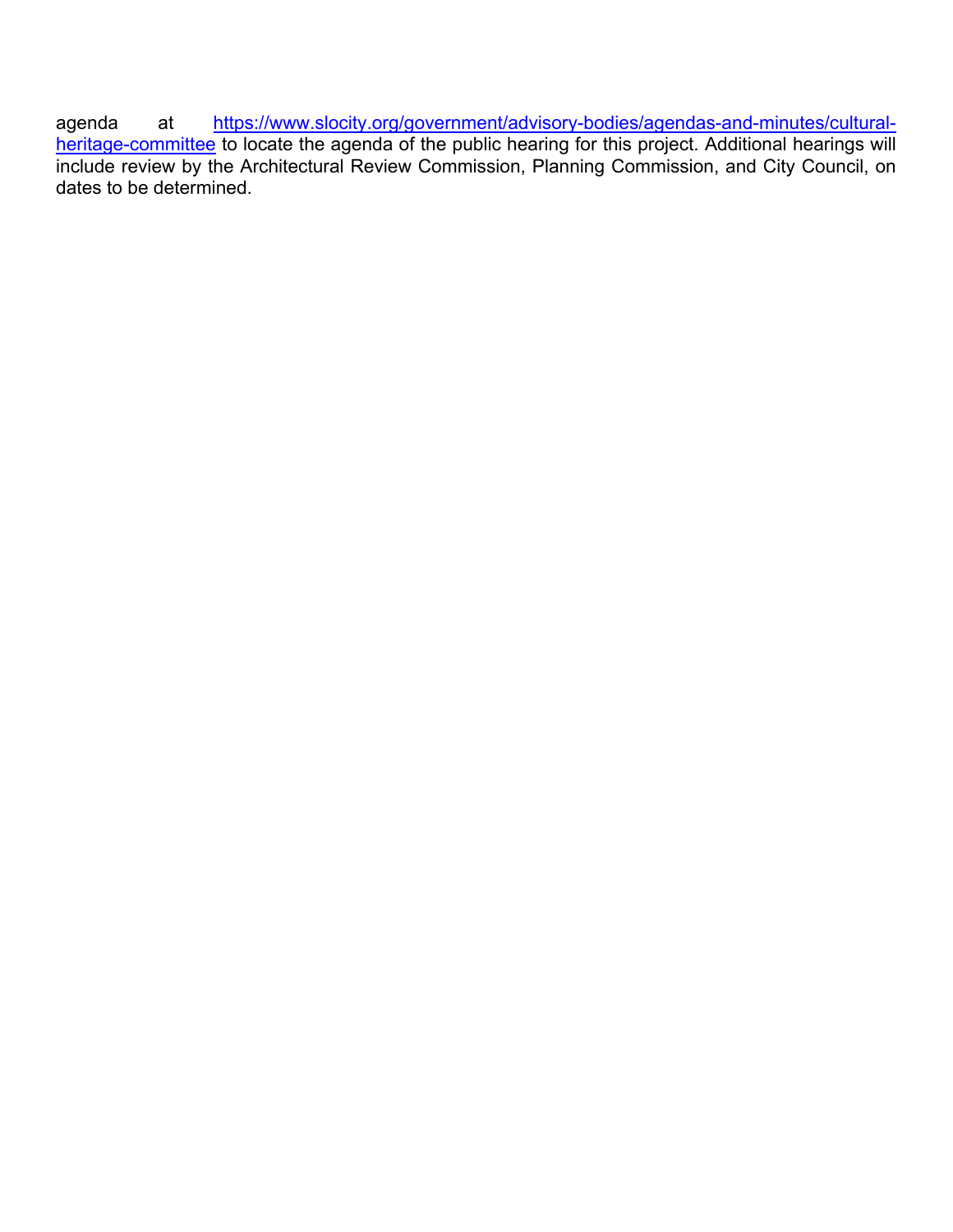agenda at [https://www.slocity.org/government/advisory-bodies/agendas-and-minutes/cultural-heritage-committee](https://www.slocity.org/government/advisory-bodies/agendas-and-minutes/cultural-heritage-committee) to locate the agenda of the public hearing for this project. Additional hearings will include review by the Architectural Review Commission, Planning Commission, and City Council, on dates to be determined.